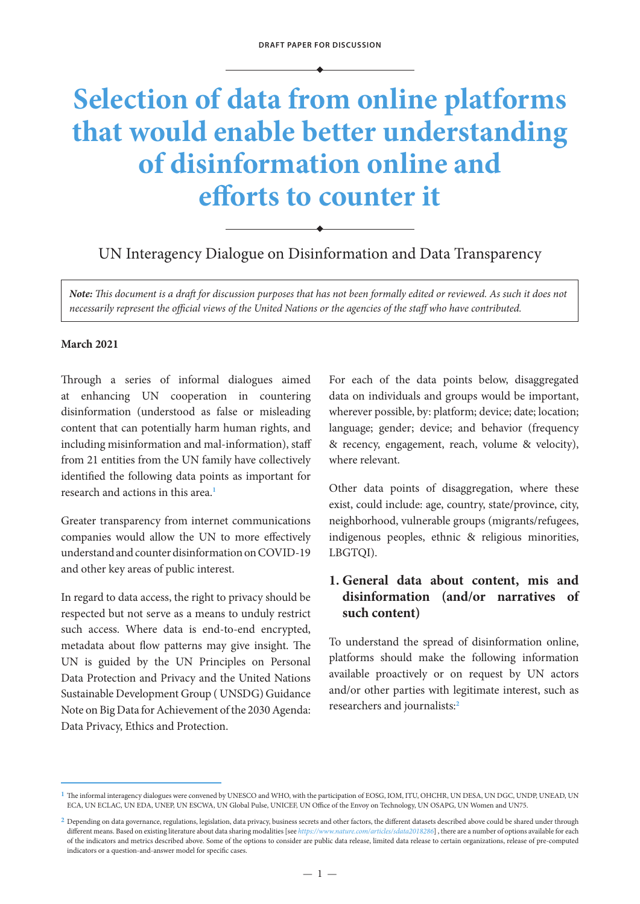DRAFT PAPER FOR DISCUSSION

# Selection of data from online platforms that would enable better understanding of disinformation online and efforts to counter it

UN Interagency Dialogue on Disinformation and Data Transparency

> ***Note:*** *This document is a draft for discussion purposes that has not been formally edited or reviewed. As such it does not necessarily represent the official views of the United Nations or the agencies of the staff who have contributed.*

**March 2021**

Through a series of informal dialogues aimed at enhancing UN cooperation in countering disinformation (understood as false or misleading content that can potentially harm human rights, and including misinformation and mal-information), staff from 21 entities from the UN family have collectively identified the following data points as important for research and actions in this area.[1]

Greater transparency from internet communications companies would allow the UN to more effectively understand and counter disinformation on COVID-19 and other key areas of public interest.

In regard to data access, the right to privacy should be respected but not serve as a means to unduly restrict such access. Where data is end-to-end encrypted, metadata about flow patterns may give insight. The UN is guided by the UN Principles on Personal Data Protection and Privacy and the United Nations Sustainable Development Group ( UNSDG) Guidance Note on Big Data for Achievement of the 2030 Agenda: Data Privacy, Ethics and Protection.

For each of the data points below, disaggregated data on individuals and groups would be important, wherever possible, by: platform; device; date; location; language; gender; device; and behavior (frequency & recency, engagement, reach, volume & velocity), where relevant.

Other data points of disaggregation, where these exist, could include: age, country, state/province, city, neighborhood, vulnerable groups (migrants/refugees, indigenous peoples, ethnic & religious minorities, LBGTQI).

## 1. General data about content, mis and disinformation (and/or narratives of such content)

To understand the spread of disinformation online, platforms should make the following information available proactively or on request by UN actors and/or other parties with legitimate interest, such as researchers and journalists:[2]

---

[1] The informal interagency dialogues were convened by UNESCO and WHO, with the participation of EOSG, IOM, ITU, OHCHR, UN DESA, UN DGC, UNDP, UNEAD, UN ECA, UN ECLAC, UN EDA, UNEP, UN ESCWA, UN Global Pulse, UNICEF, UN Office of the Envoy on Technology, UN OSAPG, UN Women and UN75.

[2] Depending on data governance, regulations, legislation, data privacy, business secrets and other factors, the different datasets described above could be shared under through different means. Based on existing literature about data sharing modalities [see *https://www.nature.com/articles/sdata2018286*] , there are a number of options available for each of the indicators and metrics described above. Some of the options to consider are public data release, limited data release to certain organizations, release of pre-computed indicators or a question-and-answer model for specific cases.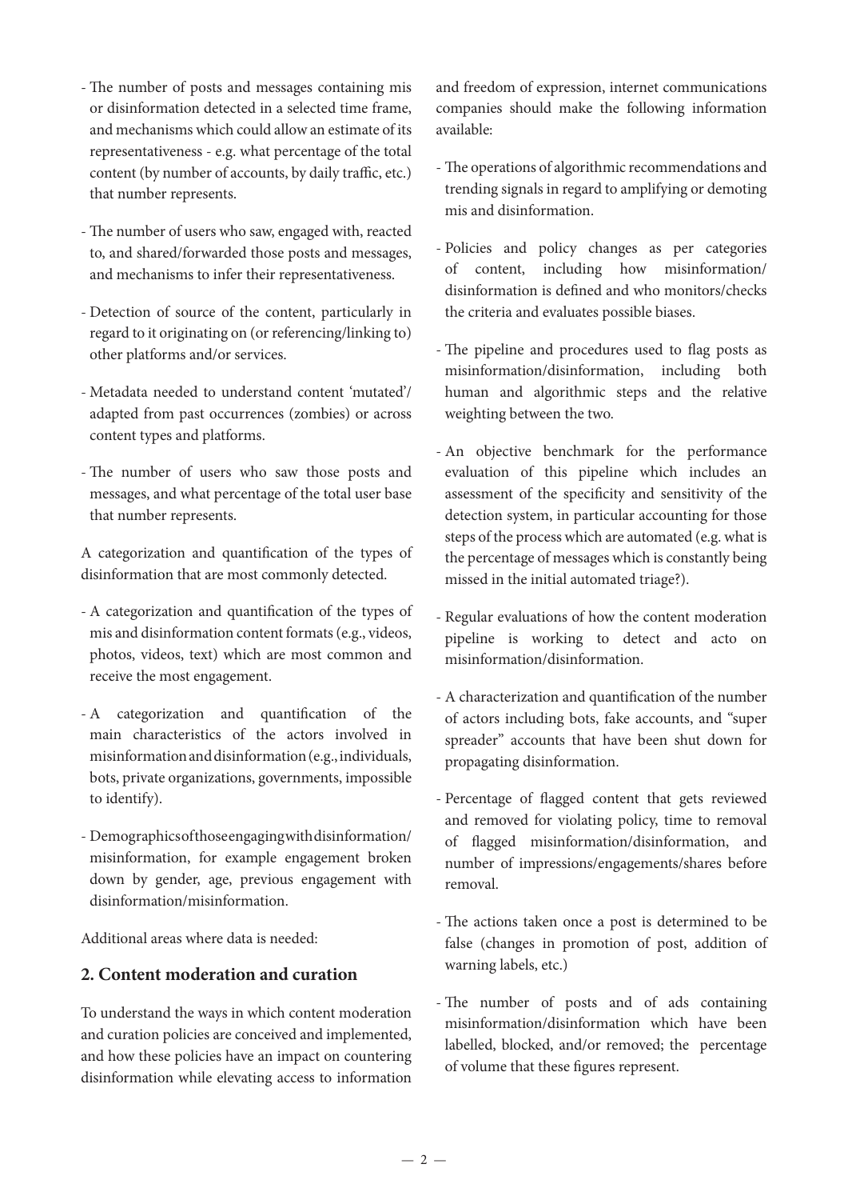- The number of posts and messages containing mis or disinformation detected in a selected time frame, and mechanisms which could allow an estimate of its representativeness - e.g. what percentage of the total content (by number of accounts, by daily traffic, etc.) that number represents.

- The number of users who saw, engaged with, reacted to, and shared/forwarded those posts and messages, and mechanisms to infer their representativeness.

- Detection of source of the content, particularly in regard to it originating on (or referencing/linking to) other platforms and/or services.

- Metadata needed to understand content 'mutated'/ adapted from past occurrences (zombies) or across content types and platforms.

- The number of users who saw those posts and messages, and what percentage of the total user base that number represents.

A categorization and quantification of the types of disinformation that are most commonly detected.

- A categorization and quantification of the types of mis and disinformation content formats (e.g., videos, photos, videos, text) which are most common and receive the most engagement.

- A categorization and quantification of the main characteristics of the actors involved in misinformation and disinformation (e.g., individuals, bots, private organizations, governments, impossible to identify).

- Demographics of those engaging with disinformation/ misinformation, for example engagement broken down by gender, age, previous engagement with disinformation/misinformation.

Additional areas where data is needed:

## 2. Content moderation and curation

To understand the ways in which content moderation and curation policies are conceived and implemented, and how these policies have an impact on countering disinformation while elevating access to information and freedom of expression, internet communications companies should make the following information available:

- The operations of algorithmic recommendations and trending signals in regard to amplifying or demoting mis and disinformation.

- Policies and policy changes as per categories of content, including how misinformation/ disinformation is defined and who monitors/checks the criteria and evaluates possible biases.

- The pipeline and procedures used to flag posts as misinformation/disinformation, including both human and algorithmic steps and the relative weighting between the two.

- An objective benchmark for the performance evaluation of this pipeline which includes an assessment of the specificity and sensitivity of the detection system, in particular accounting for those steps of the process which are automated (e.g. what is the percentage of messages which is constantly being missed in the initial automated triage?).

- Regular evaluations of how the content moderation pipeline is working to detect and acto on misinformation/disinformation.

- A characterization and quantification of the number of actors including bots, fake accounts, and "super spreader" accounts that have been shut down for propagating disinformation.

- Percentage of flagged content that gets reviewed and removed for violating policy, time to removal of flagged misinformation/disinformation, and number of impressions/engagements/shares before removal.

- The actions taken once a post is determined to be false (changes in promotion of post, addition of warning labels, etc.)

- The number of posts and of ads containing misinformation/disinformation which have been labelled, blocked, and/or removed; the percentage of volume that these figures represent.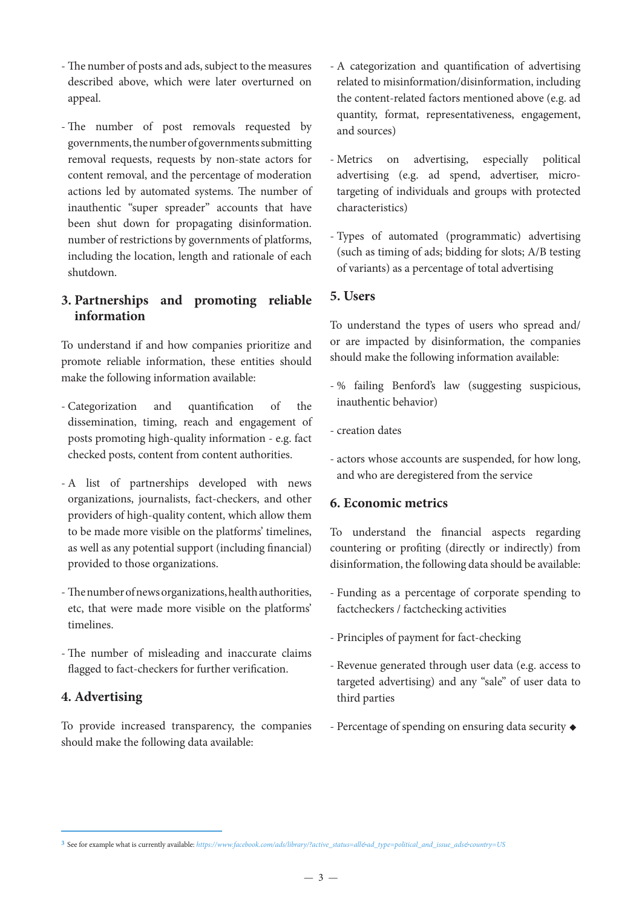- The number of posts and ads, subject to the measures described above, which were later overturned on appeal.

- The number of post removals requested by governments, the number of governments submitting removal requests, requests by non-state actors for content removal, and the percentage of moderation actions led by automated systems. The number of inauthentic "super spreader" accounts that have been shut down for propagating disinformation. number of restrictions by governments of platforms, including the location, length and rationale of each shutdown.

## 3. Partnerships and promoting reliable information

To understand if and how companies prioritize and promote reliable information, these entities should make the following information available:

- Categorization and quantification of the dissemination, timing, reach and engagement of posts promoting high-quality information - e.g. fact checked posts, content from content authorities.

- A list of partnerships developed with news organizations, journalists, fact-checkers, and other providers of high-quality content, which allow them to be made more visible on the platforms' timelines, as well as any potential support (including financial) provided to those organizations.

- The number of news organizations, health authorities, etc, that were made more visible on the platforms' timelines.

- The number of misleading and inaccurate claims flagged to fact-checkers for further verification.

## 4. Advertising

To provide increased transparency, the companies should make the following data available:

- A categorization and quantification of advertising related to misinformation/disinformation, including the content-related factors mentioned above (e.g. ad quantity, format, representativeness, engagement, and sources)

- Metrics on advertising, especially political advertising (e.g. ad spend, advertiser, micro-targeting of individuals and groups with protected characteristics)

- Types of automated (programmatic) advertising (such as timing of ads; bidding for slots; A/B testing of variants) as a percentage of total advertising

## 5. Users

To understand the types of users who spread and/ or are impacted by disinformation, the companies should make the following information available:

- % failing Benford's law (suggesting suspicious, inauthentic behavior)

- creation dates

- actors whose accounts are suspended, for how long, and who are deregistered from the service

## 6. Economic metrics

To understand the financial aspects regarding countering or profiting (directly or indirectly) from disinformation, the following data should be available:

- Funding as a percentage of corporate spending to factcheckers / factchecking activities

- Principles of payment for fact-checking

- Revenue generated through user data (e.g. access to targeted advertising) and any "sale" of user data to third parties

- Percentage of spending on ensuring data security ◆

---

[3] See for example what is currently available: *https://www.facebook.com/ads/library/?active_status=all&ad_type=political_and_issue_ads&country=US*